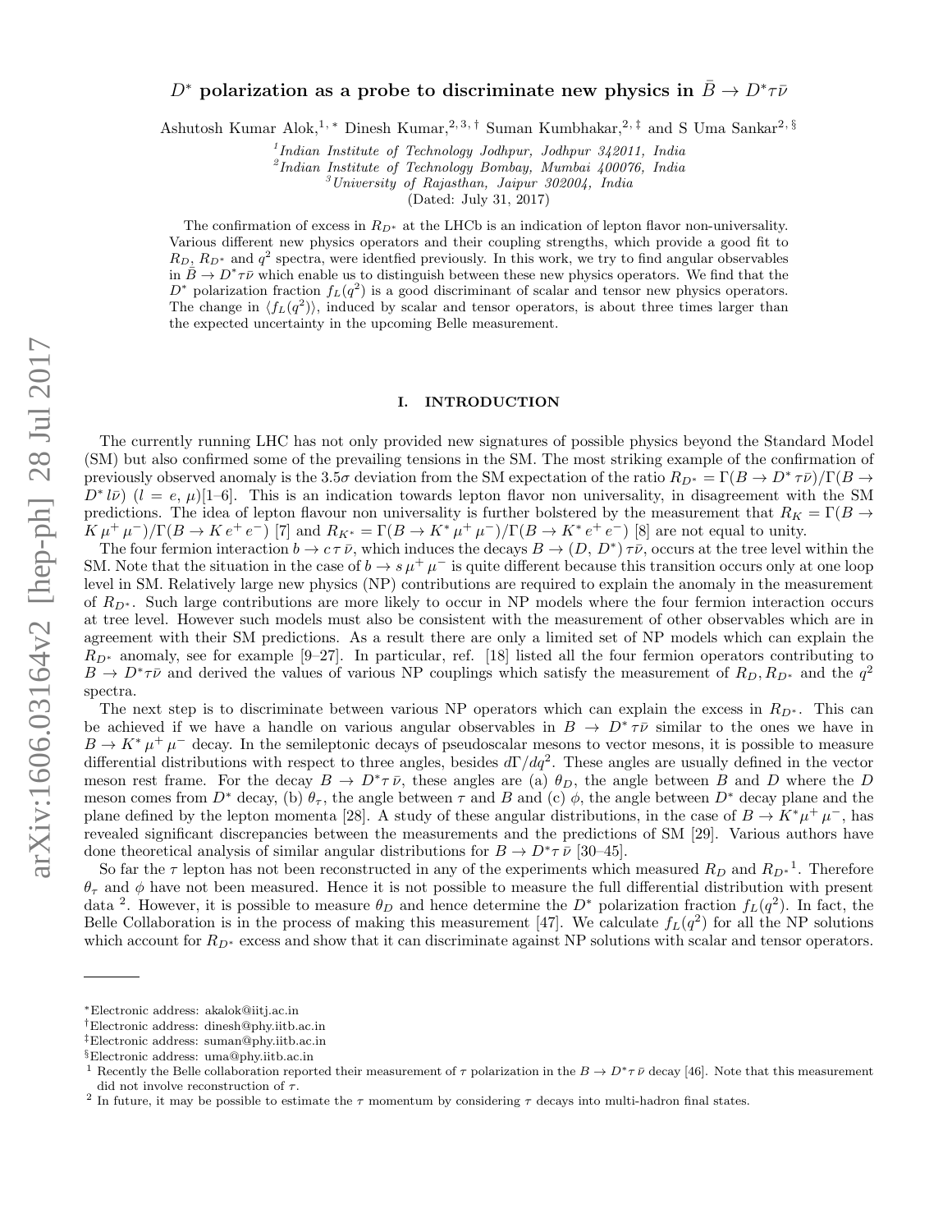# $D^*$ polarization as a probe to discriminate new physics in $\bar{B} \to D^* \tau \bar{\nu}$

Ashutosh Kumar Alok,[1,*] Dinesh Kumar,[2,3,†] Suman Kumbhakar,[2,‡] and S Uma Sankar[2,§]

[1] *Indian Institute of Technology Jodhpur, Jodhpur 342011, India*
[2] *Indian Institute of Technology Bombay, Mumbai 400076, India*
[3] *University of Rajasthan, Jaipur 302004, India*

(Dated: July 31, 2017)

The confirmation of excess in $R_{D^*}$ at the LHCb is an indication of lepton flavor non-universality. Various different new physics operators and their coupling strengths, which provide a good fit to $R_D$, $R_{D^*}$ and $q^2$ spectra, were identfied previously. In this work, we try to find angular observables in $\bar{B} \to D^* \tau \bar{\nu}$ which enable us to distinguish between these new physics operators. We find that the $D^*$ polarization fraction $f_L(q^2)$ is a good discriminant of scalar and tensor new physics operators. The change in $\langle f_L(q^2) \rangle$, induced by scalar and tensor operators, is about three times larger than the expected uncertainty in the upcoming Belle measurement.

## I. INTRODUCTION

The currently running LHC has not only provided new signatures of possible physics beyond the Standard Model (SM) but also confirmed some of the prevailing tensions in the SM. The most striking example of the confirmation of previously observed anomaly is the $3.5\sigma$ deviation from the SM expectation of the ratio $R_{D^*} = \Gamma(B \to D^* \tau \bar{\nu})/\Gamma(B \to D^* l \bar{\nu})$ $(l = e, \mu)$[1–6]. This is an indication towards lepton flavor non universality, in disagreement with the SM predictions. The idea of lepton flavour non universality is further bolstered by the measurement that $R_K = \Gamma(B \to K \mu^+ \mu^-)/\Gamma(B \to K e^+ e^-)$ [7] and $R_{K^*} = \Gamma(B \to K^* \mu^+ \mu^-)/\Gamma(B \to K^* e^+ e^-)$ [8] are not equal to unity.

The four fermion interaction $b \to c \tau \bar{\nu}$, which induces the decays $B \to (D, D^*) \tau \bar{\nu}$, occurs at the tree level within the SM. Note that the situation in the case of $b \to s \mu^+ \mu^-$ is quite different because this transition occurs only at one loop level in SM. Relatively large new physics (NP) contributions are required to explain the anomaly in the measurement of $R_{D^*}$. Such large contributions are more likely to occur in NP models where the four fermion interaction occurs at tree level. However such models must also be consistent with the measurement of other observables which are in agreement with their SM predictions. As a result there are only a limited set of NP models which can explain the $R_{D^*}$ anomaly, see for example [9–27]. In particular, ref. [18] listed all the four fermion operators contributing to $B \to D^* \tau \bar{\nu}$ and derived the values of various NP couplings which satisfy the measurement of $R_D, R_{D^*}$ and the $q^2$ spectra.

The next step is to discriminate between various NP operators which can explain the excess in $R_{D^*}$. This can be achieved if we have a handle on various angular observables in $B \to D^* \tau \bar{\nu}$ similar to the ones we have in $B \to K^* \mu^+ \mu^-$ decay. In the semileptonic decays of pseudoscalar mesons to vector mesons, it is possible to measure differential distributions with respect to three angles, besides $d\Gamma/dq^2$. These angles are usually defined in the vector meson rest frame. For the decay $B \to D^* \tau \bar{\nu}$, these angles are (a) $\theta_D$, the angle between $B$ and $D$ where the $D$ meson comes from $D^*$ decay, (b) $\theta_\tau$, the angle between $\tau$ and $B$ and (c) $\phi$, the angle between $D^*$ decay plane and the plane defined by the lepton momenta [28]. A study of these angular distributions, in the case of $B \to K^* \mu^+ \mu^-$, has revealed significant discrepancies between the measurements and the predictions of SM [29]. Various authors have done theoretical analysis of similar angular distributions for $B \to D^* \tau \bar{\nu}$ [30–45].

So far the $\tau$ lepton has not been reconstructed in any of the experiments which measured $R_D$ and $R_{D^*}$[1]. Therefore $\theta_\tau$ and $\phi$ have not been measured. Hence it is not possible to measure the full differential distribution with present data [2]. However, it is possible to measure $\theta_D$ and hence determine the $D^*$ polarization fraction $f_L(q^2)$. In fact, the Belle Collaboration is in the process of making this measurement [47]. We calculate $f_L(q^2)$ for all the NP solutions which account for $R_{D^*}$ excess and show that it can discriminate against NP solutions with scalar and tensor operators.

---

*Electronic address: akalok@iitj.ac.in
†Electronic address: dinesh@phy.iitb.ac.in
‡Electronic address: suman@phy.iitb.ac.in
§Electronic address: uma@phy.iitb.ac.in

[1] Recently the Belle collaboration reported their measurement of $\tau$ polarization in the $B \to D^* \tau \bar{\nu}$ decay [46]. Note that this measurement did not involve reconstruction of $\tau$.

[2] In future, it may be possible to estimate the $\tau$ momentum by considering $\tau$ decays into multi-hadron final states.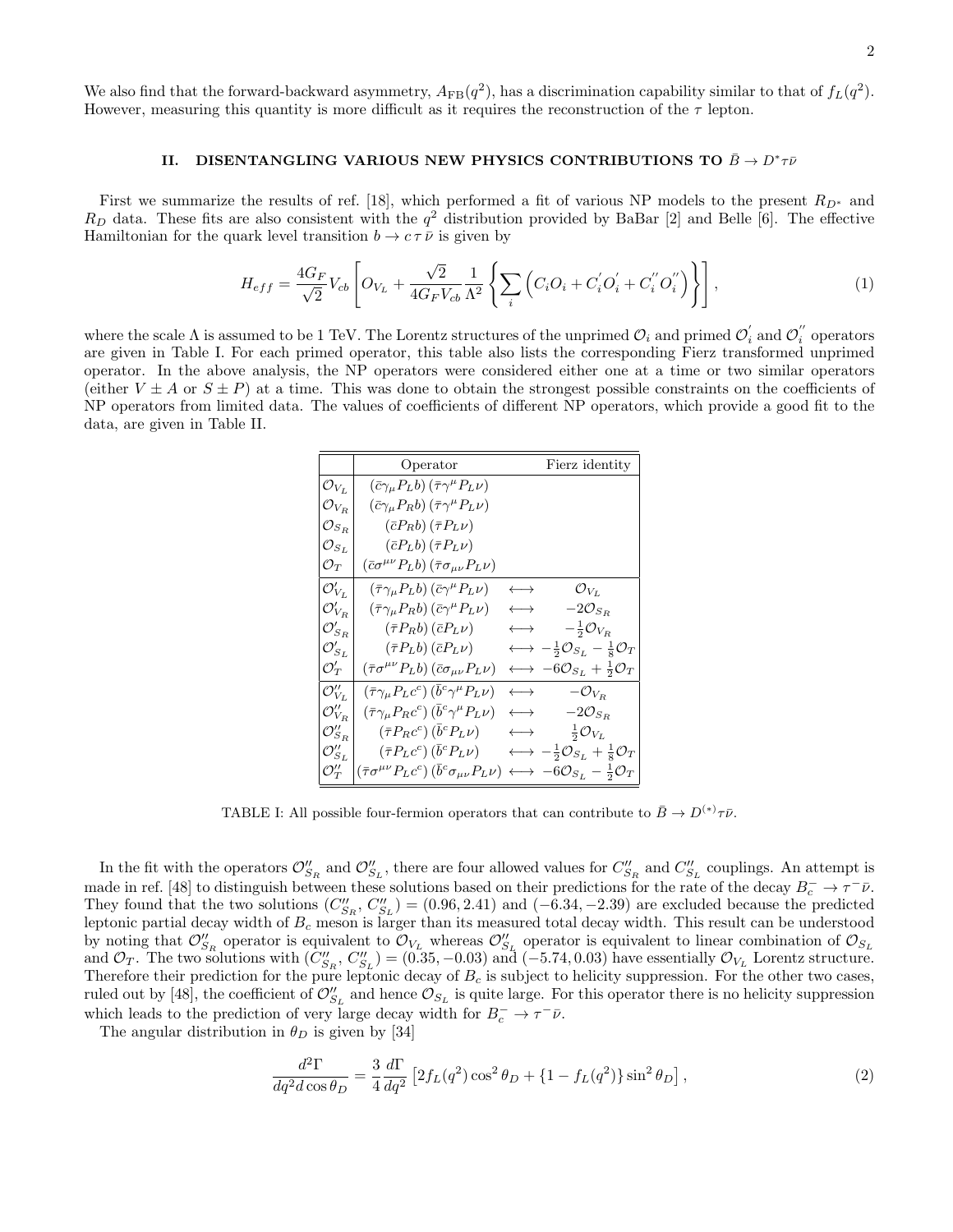We also find that the forward-backward asymmetry, $A_{\rm FB}(q^2)$, has a discrimination capability similar to that of $f_L(q^2)$. However, measuring this quantity is more difficult as it requires the reconstruction of the $\tau$ lepton.

## II. DISENTANGLING VARIOUS NEW PHYSICS CONTRIBUTIONS TO $\bar{B} \to D^*\tau\bar{\nu}$

First we summarize the results of ref. [18], which performed a fit of various NP models to the present $R_{D^*}$ and $R_D$ data. These fits are also consistent with the $q^2$ distribution provided by BaBar [2] and Belle [6]. The effective Hamiltonian for the quark level transition $b \to c\,\tau\,\bar{\nu}$ is given by

$$H_{eff} = \frac{4G_F}{\sqrt{2}} V_{cb} \left[ O_{V_L} + \frac{\sqrt{2}}{4G_F V_{cb}} \frac{1}{\Lambda^2} \left\{ \sum_i \left( C_i O_i + C_i^{'} O_i^{'} + C_i^{''} O_i^{''} \right) \right\} \right], \tag{1}$$

where the scale $\Lambda$ is assumed to be 1 TeV. The Lorentz structures of the unprimed $\mathcal{O}_i$ and primed $\mathcal{O}_i^{'}$ and $\mathcal{O}_i^{''}$ operators are given in Table I. For each primed operator, this table also lists the corresponding Fierz transformed unprimed operator. In the above analysis, the NP operators were considered either one at a time or two similar operators (either $V \pm A$ or $S \pm P$) at a time. This was done to obtain the strongest possible constraints on the coefficients of NP operators from limited data. The values of coefficients of different NP operators, which provide a good fit to the data, are given in Table II.

| | Operator | | Fierz identity |
|---|---|---|---|
| $\mathcal{O}_{V_L}$ | $(\bar{c}\gamma_\mu P_L b)\,(\bar{\tau}\gamma^\mu P_L \nu)$ | | |
| $\mathcal{O}_{V_R}$ | $(\bar{c}\gamma_\mu P_R b)\,(\bar{\tau}\gamma^\mu P_L \nu)$ | | |
| $\mathcal{O}_{S_R}$ | $(\bar{c}P_R b)\,(\bar{\tau}P_L \nu)$ | | |
| $\mathcal{O}_{S_L}$ | $(\bar{c}P_L b)\,(\bar{\tau}P_L \nu)$ | | |
| $\mathcal{O}_T$ | $(\bar{c}\sigma^{\mu\nu} P_L b)\,(\bar{\tau}\sigma_{\mu\nu} P_L \nu)$ | | |
| $\mathcal{O}_{V_L}^{'}$ | $(\bar{\tau}\gamma_\mu P_L b)\,(\bar{c}\gamma^\mu P_L \nu)$ | $\longleftrightarrow$ | $\mathcal{O}_{V_L}$ |
| $\mathcal{O}_{V_R}^{'}$ | $(\bar{\tau}\gamma_\mu P_R b)\,(\bar{c}\gamma^\mu P_L \nu)$ | $\longleftrightarrow$ | $-2\mathcal{O}_{S_R}$ |
| $\mathcal{O}_{S_R}^{'}$ | $(\bar{\tau}P_R b)\,(\bar{c}P_L \nu)$ | $\longleftrightarrow$ | $-\frac{1}{2}\mathcal{O}_{V_R}$ |
| $\mathcal{O}_{S_L}^{'}$ | $(\bar{\tau}P_L b)\,(\bar{c}P_L \nu)$ | $\longleftrightarrow$ | $-\frac{1}{2}\mathcal{O}_{S_L} - \frac{1}{8}\mathcal{O}_T$ |
| $\mathcal{O}_T^{'}$ | $(\bar{\tau}\sigma^{\mu\nu} P_L b)\,(\bar{c}\sigma_{\mu\nu} P_L \nu)$ | $\longleftrightarrow$ | $-6\mathcal{O}_{S_L} + \frac{1}{2}\mathcal{O}_T$ |
| $\mathcal{O}_{V_L}^{''}$ | $(\bar{\tau}\gamma_\mu P_L c^c)\,(\bar{b}^c\gamma^\mu P_L \nu)$ | $\longleftrightarrow$ | $-\mathcal{O}_{V_R}$ |
| $\mathcal{O}_{V_R}^{''}$ | $(\bar{\tau}\gamma_\mu P_R c^c)\,(\bar{b}^c\gamma^\mu P_L \nu)$ | $\longleftrightarrow$ | $-2\mathcal{O}_{S_R}$ |
| $\mathcal{O}_{S_R}^{''}$ | $(\bar{\tau}P_R c^c)\,(\bar{b}^c P_L \nu)$ | $\longleftrightarrow$ | $\frac{1}{2}\mathcal{O}_{V_L}$ |
| $\mathcal{O}_{S_L}^{''}$ | $(\bar{\tau}P_L c^c)\,(\bar{b}^c P_L \nu)$ | $\longleftrightarrow$ | $-\frac{1}{2}\mathcal{O}_{S_L} + \frac{1}{8}\mathcal{O}_T$ |
| $\mathcal{O}_T^{''}$ | $(\bar{\tau}\sigma^{\mu\nu} P_L c^c)\,(\bar{b}^c\sigma_{\mu\nu} P_L \nu)$ | $\longleftrightarrow$ | $-6\mathcal{O}_{S_L} - \frac{1}{2}\mathcal{O}_T$ |

TABLE I: All possible four-fermion operators that can contribute to $\bar{B} \to D^{(*)}\tau\bar{\nu}$.

In the fit with the operators $\mathcal{O}_{S_R}^{''}$ and $\mathcal{O}_{S_L}^{''}$, there are four allowed values for $C_{S_R}^{''}$ and $C_{S_L}^{''}$ couplings. An attempt is made in ref. [48] to distinguish between these solutions based on their predictions for the rate of the decay $B_c^- \to \tau^-\bar{\nu}$. They found that the two solutions $(C_{S_R}^{''}, C_{S_L}^{''}) = (0.96, 2.41)$ and $(-6.34, -2.39)$ are excluded because the predicted leptonic partial decay width of $B_c$ meson is larger than its measured total decay width. This result can be understood by noting that $\mathcal{O}_{S_R}^{''}$ operator is equivalent to $\mathcal{O}_{V_L}$ whereas $\mathcal{O}_{S_L}^{''}$ operator is equivalent to linear combination of $\mathcal{O}_{S_L}$ and $\mathcal{O}_T$. The two solutions with $(C_{S_R}^{''}, C_{S_L}^{''}) = (0.35, -0.03)$ and $(-5.74, 0.03)$ have essentially $\mathcal{O}_{V_L}$ Lorentz structure. Therefore their prediction for the pure leptonic decay of $B_c$ is subject to helicity suppression. For the other two cases, ruled out by [48], the coefficient of $\mathcal{O}_{S_L}^{''}$ and hence $\mathcal{O}_{S_L}$ is quite large. For this operator there is no helicity suppression which leads to the prediction of very large decay width for $B_c^- \to \tau^-\bar{\nu}$.

The angular distribution in $\theta_D$ is given by [34]

$$\frac{d^2\Gamma}{dq^2 d\cos\theta_D} = \frac{3}{4}\frac{d\Gamma}{dq^2}\left[2 f_L(q^2)\cos^2\theta_D + \{1 - f_L(q^2)\}\sin^2\theta_D\right], \tag{2}$$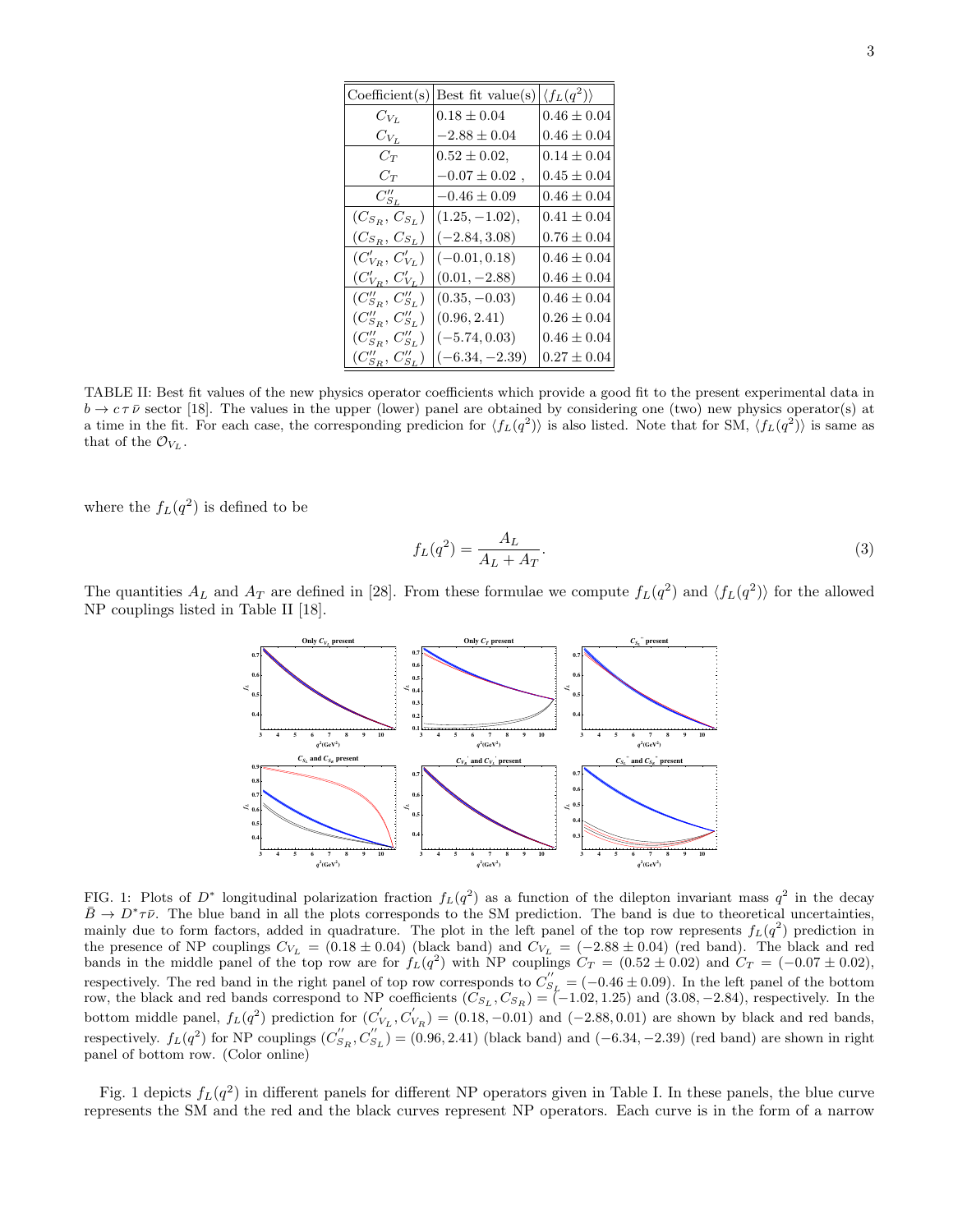| Coefficient(s) | Best fit value(s) | $\langle f_L(q^2)\rangle$ |
|---|---|---|
| $C_{V_L}$ | $0.18 \pm 0.04$ | $0.46 \pm 0.04$ |
| $C_{V_L}$ | $-2.88 \pm 0.04$ | $0.46 \pm 0.04$ |
| $C_T$ | $0.52 \pm 0.02,$ | $0.14 \pm 0.04$ |
| $C_T$ | $-0.07 \pm 0.02$ , | $0.45 \pm 0.04$ |
| $C''_{S_L}$ | $-0.46 \pm 0.09$ | $0.46 \pm 0.04$ |
| $(C_{S_R}, C_{S_L})$ | $(1.25, -1.02),$ | $0.41 \pm 0.04$ |
| $(C_{S_R}, C_{S_L})$ | $(-2.84, 3.08)$ | $0.76 \pm 0.04$ |
| $(C'_{V_R}, C'_{V_L})$ | $(-0.01, 0.18)$ | $0.46 \pm 0.04$ |
| $(C'_{V_R}, C'_{V_L})$ | $(0.01, -2.88)$ | $0.46 \pm 0.04$ |
| $(C''_{S_R}, C''_{S_L})$ | $(0.35, -0.03)$ | $0.46 \pm 0.04$ |
| $(C''_{S_R}, C''_{S_L})$ | $(0.96, 2.41)$ | $0.26 \pm 0.04$ |
| $(C''_{S_R}, C''_{S_L})$ | $(-5.74, 0.03)$ | $0.46 \pm 0.04$ |
| $(C''_{S_R}, C''_{S_L})$ | $(-6.34, -2.39)$ | $0.27 \pm 0.04$ |

TABLE II: Best fit values of the new physics operator coefficients which provide a good fit to the present experimental data in $b \to c\,\tau\,\bar{\nu}$ sector [18]. The values in the upper (lower) panel are obtained by considering one (two) new physics operator(s) at a time in the fit. For each case, the corresponding predicion for $\langle f_L(q^2)\rangle$ is also listed. Note that for SM, $\langle f_L(q^2)\rangle$ is same as that of the $\mathcal{O}_{V_L}$.

where the $f_L(q^2)$ is defined to be

$$f_L(q^2) = \frac{A_L}{A_L + A_T}. \tag{3}$$

The quantities $A_L$ and $A_T$ are defined in [28]. From these formulae we compute $f_L(q^2)$ and $\langle f_L(q^2)\rangle$ for the allowed NP couplings listed in Table II [18].

FIG. 1: Plots of $D^*$ longitudinal polarization fraction $f_L(q^2)$ as a function of the dilepton invariant mass $q^2$ in the decay $\bar{B} \to D^*\tau\bar{\nu}$. The blue band in all the plots corresponds to the SM prediction. The band is due to theoretical uncertainties, mainly due to form factors, added in quadrature. The plot in the left panel of the top row represents $f_L(q^2)$ prediction in the presence of NP couplings $C_{V_L} = (0.18 \pm 0.04)$ (black band) and $C_{V_L} = (-2.88 \pm 0.04)$ (red band). The black and red bands in the middle panel of the top row are for $f_L(q^2)$ with NP couplings $C_T = (0.52 \pm 0.02)$ and $C_T = (-0.07 \pm 0.02)$, respectively. The red band in the right panel of top row corresponds to $C''_{S_L} = (-0.46 \pm 0.09)$. In the left panel of the bottom row, the black and red bands correspond to NP coefficients $(C_{S_L}, C_{S_R}) = (-1.02, 1.25)$ and $(3.08, -2.84)$, respectively. In the bottom middle panel, $f_L(q^2)$ prediction for $(C'_{V_L}, C'_{V_R}) = (0.18, -0.01)$ and $(-2.88, 0.01)$ are shown by black and red bands, respectively. $f_L(q^2)$ for NP couplings $(C''_{S_R}, C''_{S_L}) = (0.96, 2.41)$ (black band) and $(-6.34, -2.39)$ (red band) are shown in right panel of bottom row. (Color online)

Fig. 1 depicts $f_L(q^2)$ in different panels for different NP operators given in Table I. In these panels, the blue curve represents the SM and the red and the black curves represent NP operators. Each curve is in the form of a narrow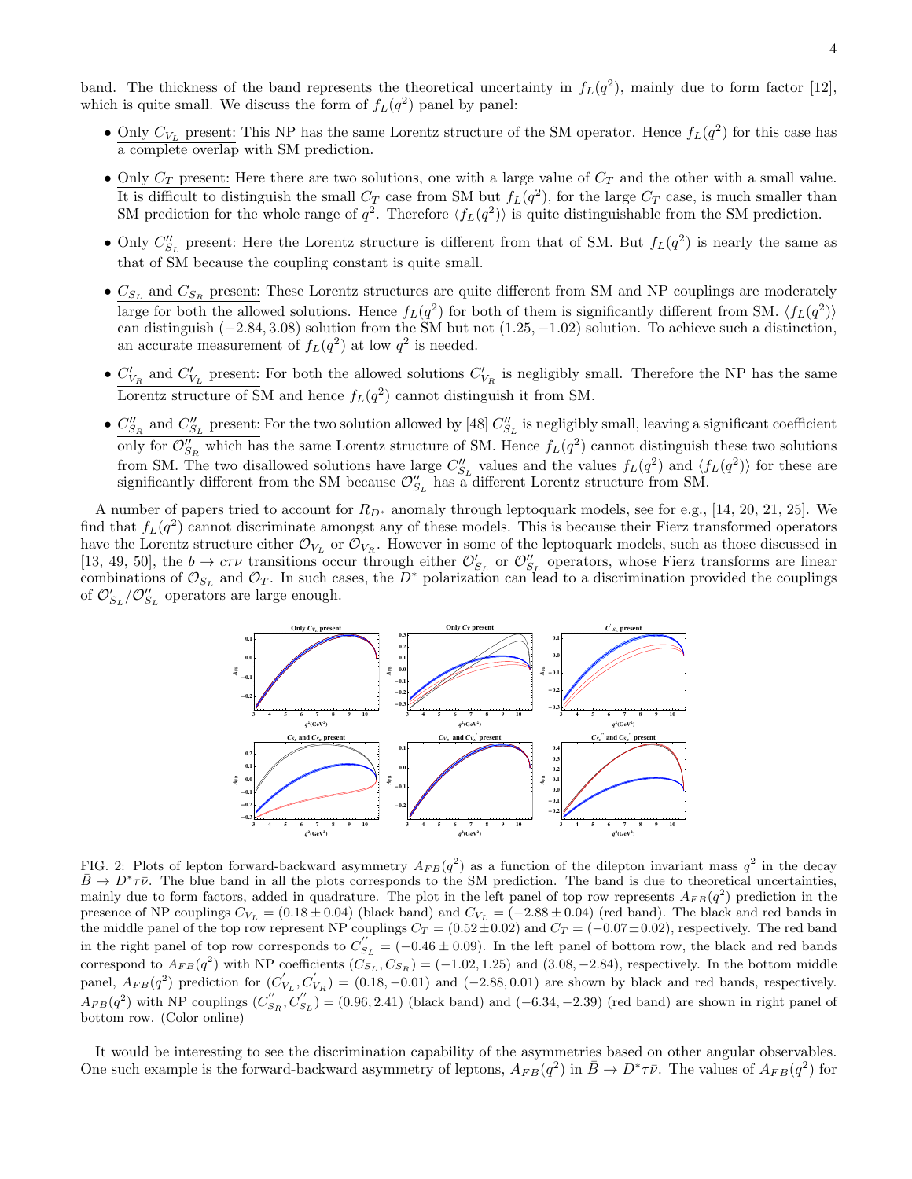band. The thickness of the band represents the theoretical uncertainty in $f_L(q^2)$, mainly due to form factor [12], which is quite small. We discuss the form of $f_L(q^2)$ panel by panel:

- Only $C_{V_L}$ present: This NP has the same Lorentz structure of the SM operator. Hence $f_L(q^2)$ for this case has a complete overlap with SM prediction.
- Only $C_T$ present: Here there are two solutions, one with a large value of $C_T$ and the other with a small value. It is difficult to distinguish the small $C_T$ case from SM but $f_L(q^2)$, for the large $C_T$ case, is much smaller than SM prediction for the whole range of $q^2$. Therefore $\langle f_L(q^2)\rangle$ is quite distinguishable from the SM prediction.
- Only $C''_{S_L}$ present: Here the Lorentz structure is different from that of SM. But $f_L(q^2)$ is nearly the same as that of SM because the coupling constant is quite small.
- $C_{S_L}$ and $C_{S_R}$ present: These Lorentz structures are quite different from SM and NP couplings are moderately large for both the allowed solutions. Hence $f_L(q^2)$ for both of them is significantly different from SM. $\langle f_L(q^2)\rangle$ can distinguish $(-2.84, 3.08)$ solution from the SM but not $(1.25, -1.02)$ solution. To achieve such a distinction, an accurate measurement of $f_L(q^2)$ at low $q^2$ is needed.
- $C'_{V_R}$ and $C'_{V_L}$ present: For both the allowed solutions $C'_{V_R}$ is negligibly small. Therefore the NP has the same Lorentz structure of SM and hence $f_L(q^2)$ cannot distinguish it from SM.
- $C''_{S_R}$ and $C''_{S_L}$ present: For the two solution allowed by [48] $C''_{S_L}$ is negligibly small, leaving a significant coefficient only for $\mathcal{O}''_{S_R}$ which has the same Lorentz structure of SM. Hence $f_L(q^2)$ cannot distinguish these two solutions from SM. The two disallowed solutions have large $C''_{S_L}$ values and the values $f_L(q^2)$ and $\langle f_L(q^2)\rangle$ for these are significantly different from the SM because $\mathcal{O}''_{S_L}$ has a different Lorentz structure from SM.

A number of papers tried to account for $R_{D^*}$ anomaly through leptoquark models, see for e.g., [14, 20, 21, 25]. We find that $f_L(q^2)$ cannot discriminate amongst any of these models. This is because their Fierz transformed operators have the Lorentz structure either $\mathcal{O}_{V_L}$ or $\mathcal{O}_{V_R}$. However in some of the leptoquark models, such as those discussed in [13, 49, 50], the $b \to c\tau\nu$ transitions occur through either $\mathcal{O}'_{S_L}$ or $\mathcal{O}''_{S_L}$ operators, whose Fierz transforms are linear combinations of $\mathcal{O}_{S_L}$ and $\mathcal{O}_T$. In such cases, the $D^*$ polarization can lead to a discrimination provided the couplings of $\mathcal{O}'_{S_L}/\mathcal{O}''_{S_L}$ operators are large enough.

FIG. 2: Plots of lepton forward-backward asymmetry $A_{FB}(q^2)$ as a function of the dilepton invariant mass $q^2$ in the decay $\bar{B} \to D^*\tau\bar{\nu}$. The blue band in all the plots corresponds to the SM prediction. The band is due to theoretical uncertainties, mainly due to form factors, added in quadrature. The plot in the left panel of top row represents $A_{FB}(q^2)$ prediction in the presence of NP couplings $C_{V_L} = (0.18 \pm 0.04)$ (black band) and $C_{V_L} = (-2.88 \pm 0.04)$ (red band). The black and red bands in the middle panel of the top row represent NP couplings $C_T = (0.52 \pm 0.02)$ and $C_T = (-0.07 \pm 0.02)$, respectively. The red band in the right panel of top row corresponds to $C''_{S_L} = (-0.46 \pm 0.09)$. In the left panel of bottom row, the black and red bands correspond to $A_{FB}(q^2)$ with NP coefficients $(C_{S_L}, C_{S_R}) = (-1.02, 1.25)$ and $(3.08, -2.84)$, respectively. In the bottom middle panel, $A_{FB}(q^2)$ prediction for $(C'_{V_L}, C'_{V_R}) = (0.18, -0.01)$ and $(-2.88, 0.01)$ are shown by black and red bands, respectively. $A_{FB}(q^2)$ with NP couplings $(C''_{S_R}, C''_{S_L}) = (0.96, 2.41)$ (black band) and $(-6.34, -2.39)$ (red band) are shown in right panel of bottom row. (Color online)

It would be interesting to see the discrimination capability of the asymmetries based on other angular observables. One such example is the forward-backward asymmetry of leptons, $A_{FB}(q^2)$ in $\bar{B} \to D^*\tau\bar{\nu}$. The values of $A_{FB}(q^2)$ for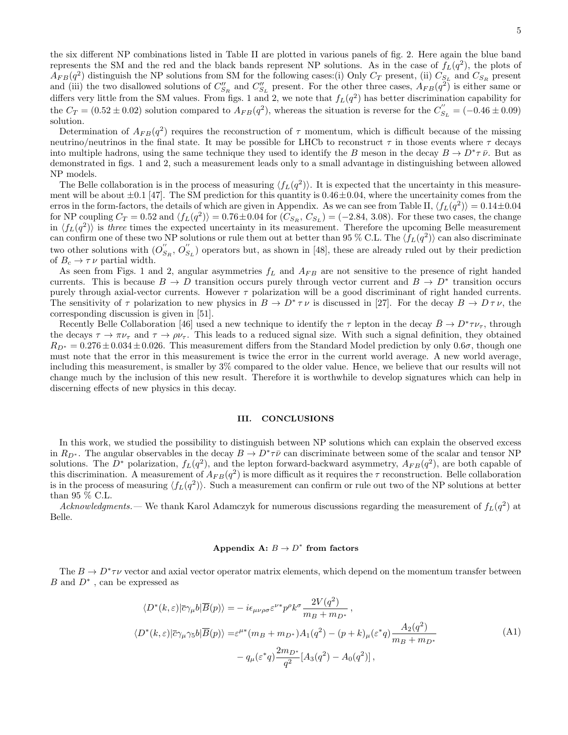the six different NP combinations listed in Table II are plotted in various panels of fig. 2. Here again the blue band represents the SM and the red and the black bands represent NP solutions. As in the case of $f_L(q^2)$, the plots of $A_{FB}(q^2)$ distinguish the NP solutions from SM for the following cases:(i) Only $C_T$ present, (ii) $C_{S_L}$ and $C_{S_R}$ present and (iii) the two disallowed solutions of $C''_{S_R}$ and $C''_{S_L}$ present. For the other three cases, $A_{FB}(q^2)$ is either same or differs very little from the SM values. From figs. 1 and 2, we note that $f_L(q^2)$ has better discrimination capability for the $C_T = (0.52 \pm 0.02)$ solution compared to $A_{FB}(q^2)$, whereas the situation is reverse for the $C^{''}_{S_L} = (-0.46 \pm 0.09)$ solution.

Determination of $A_{FB}(q^2)$ requires the reconstruction of $\tau$ momentum, which is difficult because of the missing neutrino/neutrinos in the final state. It may be possible for LHCb to reconstruct $\tau$ in those events where $\tau$ decays into multiple hadrons, using the same technique they used to identify the $B$ meson in the decay $B \to D^* \tau \bar{\nu}$. But as demonstrated in figs. 1 and 2, such a measurement leads only to a small advantage in distinguishing between allowed NP models.

The Belle collaboration is in the process of measuring $\langle f_L(q^2)\rangle$. It is expected that the uncertainty in this measurement will be about $\pm 0.1$ [47]. The SM prediction for this quantity is $0.46 \pm 0.04$, where the uncertainity comes from the erros in the form-factors, the details of which are given in Appendix. As we can see from Table II, $\langle f_L(q^2)\rangle = 0.14 \pm 0.04$ for NP coupling $C_T = 0.52$ and $\langle f_L(q^2)\rangle = 0.76 \pm 0.04$ for $(C_{S_R}, C_{S_L}) = (-2.84, 3.08)$. For these two cases, the change in $\langle f_L(q^2)\rangle$ is *three* times the expected uncertainty in its measurement. Therefore the upcoming Belle measurement can confirm one of these two NP solutions or rule them out at better than 95 % C.L. The $\langle f_L(q^2)\rangle$ can also discriminate two other solutions with $(O^{''}_{S_R}, O^{''}_{S_L})$ operators but, as shown in [48], these are already ruled out by their prediction of $B_c \to \tau \nu$ partial width.

As seen from Figs. 1 and 2, angular asymmetries $f_L$ and $A_{FB}$ are not sensitive to the presence of right handed currents. This is because $B \to D$ transition occurs purely through vector current and $B \to D^*$ transition occurs purely through axial-vector currents. However $\tau$ polarization will be a good discriminant of right handed currents. The sensitivity of $\tau$ polarization to new physics in $B \to D^* \tau \nu$ is discussed in [27]. For the decay $B \to D \tau \nu$, the corresponding discussion is given in [51].

Recently Belle Collaboration [46] used a new technique to identify the $\tau$ lepton in the decay $\bar{B} \to D^* \tau \nu_\tau$, through the decays $\tau \to \pi \nu_\tau$ and $\tau \to \rho \nu_\tau$. This leads to a reduced signal size. With such a signal definition, they obtained $R_{D^*} = 0.276 \pm 0.034 \pm 0.026$. This measurement differs from the Standard Model prediction by only $0.6\sigma$, though one must note that the error in this measurement is twice the error in the current world average. A new world average, including this measurement, is smaller by 3% compared to the older value. Hence, we believe that our results will not change much by the inclusion of this new result. Therefore it is worthwhile to develop signatures which can help in discerning effects of new physics in this decay.

## III. CONCLUSIONS

In this work, we studied the possibility to distinguish between NP solutions which can explain the observed excess in $R_{D^*}$. The angular observables in the decay $B \to D^* \tau \bar{\nu}$ can discriminate between some of the scalar and tensor NP solutions. The $D^*$ polarization, $f_L(q^2)$, and the lepton forward-backward asymmetry, $A_{FB}(q^2)$, are both capable of this discrimination. A measurement of $A_{FB}(q^2)$ is more difficult as it requires the $\tau$ reconstruction. Belle collaboration is in the process of measuring $\langle f_L(q^2)\rangle$. Such a measurement can confirm or rule out two of the NP solutions at better than 95 % C.L.

*Acknowledgments.*— We thank Karol Adamczyk for numerous discussions regarding the measurement of $f_L(q^2)$ at Belle.

### Appendix A: $B \to D^*$ from factors

The $B \to D^* \tau \nu$ vector and axial vector operator matrix elements, which depend on the momentum transfer between $B$ and $D^*$ , can be expressed as

$$
\begin{aligned}
\langle D^*(k,\varepsilon)|\bar{c}\gamma_\mu b|\overline{B}(p)\rangle =& -i\epsilon_{\mu\nu\rho\sigma}\varepsilon^{\nu *}p^\rho k^\sigma \frac{2V(q^2)}{m_B + m_{D^*}}\,, \\
\langle D^*(k,\varepsilon)|\bar{c}\gamma_\mu\gamma_5 b|\overline{B}(p)\rangle =& \varepsilon^{\mu *}(m_B + m_{D^*})A_1(q^2) - (p+k)_\mu(\varepsilon^* q)\frac{A_2(q^2)}{m_B + m_{D^*}} \\
& - q_\mu(\varepsilon^* q)\frac{2m_{D^*}}{q^2}[A_3(q^2) - A_0(q^2)]\,,
\end{aligned}
\tag{A1}
$$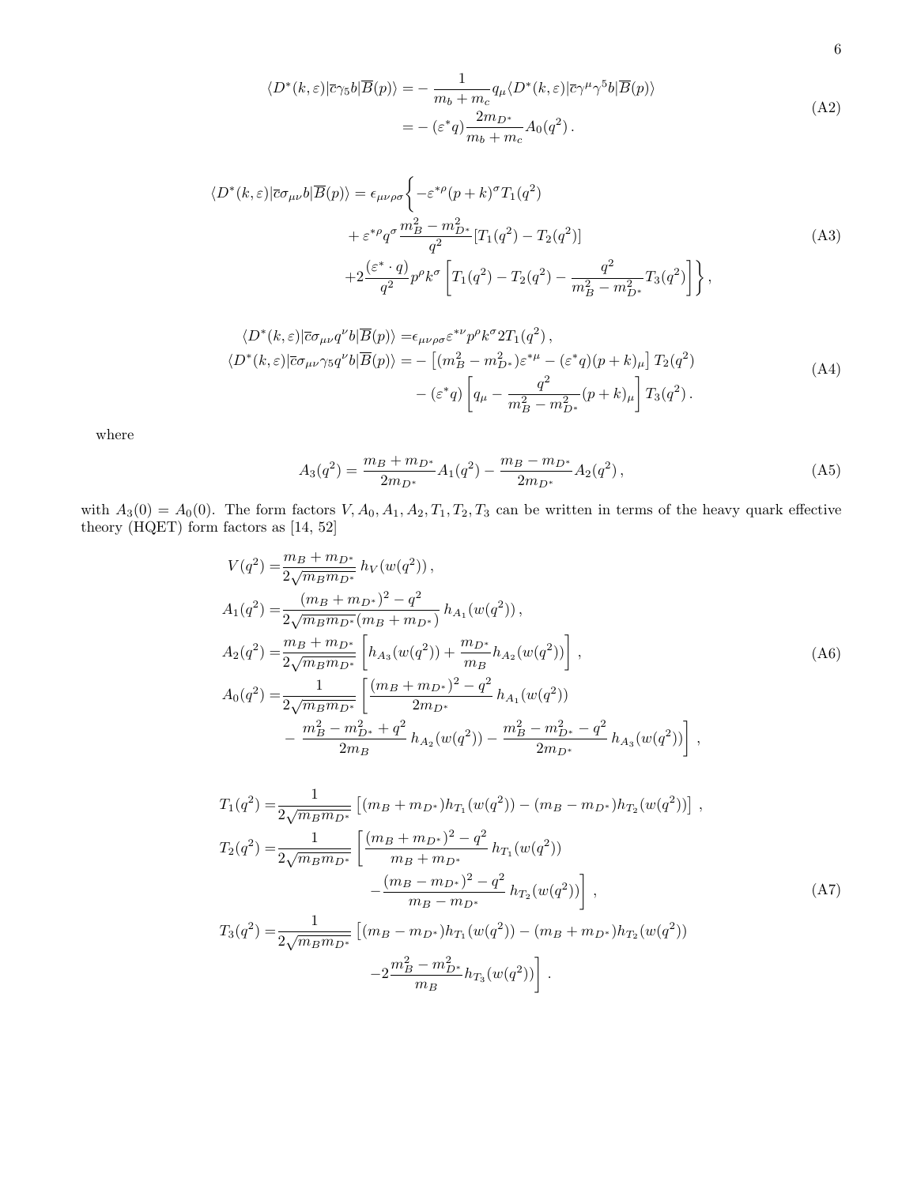$$
\begin{aligned}
\langle D^*(k,\varepsilon)|\bar{c}\gamma_5 b|\overline{B}(p)\rangle =& -\frac{1}{m_b+m_c} q_\mu \langle D^*(k,\varepsilon)|\bar{c}\gamma^\mu\gamma^5 b|\overline{B}(p)\rangle \\
=& -(\varepsilon^* q)\frac{2m_{D^*}}{m_b+m_c} A_0(q^2)\,.
\end{aligned}
\tag{A2}
$$

$$
\begin{aligned}
\langle D^*(k,\varepsilon)|\bar{c}\sigma_{\mu\nu} b|\overline{B}(p)\rangle = \epsilon_{\mu\nu\rho\sigma}\bigg\{& -\varepsilon^{*\rho}(p+k)^\sigma T_1(q^2) \\
&+ \varepsilon^{*\rho} q^\sigma \frac{m_B^2 - m_{D^*}^2}{q^2}[T_1(q^2) - T_2(q^2)] \\
&+2\frac{(\varepsilon^*\cdot q)}{q^2} p^\rho k^\sigma \left[T_1(q^2) - T_2(q^2) - \frac{q^2}{m_B^2 - m_{D^*}^2} T_3(q^2)\right]\bigg\}\,,
\end{aligned}
\tag{A3}
$$

$$
\begin{aligned}
\langle D^*(k,\varepsilon)|\bar{c}\sigma_{\mu\nu} q^\nu b|\overline{B}(p)\rangle =& \epsilon_{\mu\nu\rho\sigma}\varepsilon^{*\nu} p^\rho k^\sigma 2T_1(q^2)\,, \\
\langle D^*(k,\varepsilon)|\bar{c}\sigma_{\mu\nu}\gamma_5 q^\nu b|\overline{B}(p)\rangle =& -\left[(m_B^2 - m_{D^*}^2)\varepsilon^{*\mu} - (\varepsilon^* q)(p+k)_\mu\right] T_2(q^2) \\
& - (\varepsilon^* q)\left[q_\mu - \frac{q^2}{m_B^2 - m_{D^*}^2}(p+k)_\mu\right] T_3(q^2)\,.
\end{aligned}
\tag{A4}
$$

where

$$
A_3(q^2) = \frac{m_B + m_{D^*}}{2m_{D^*}} A_1(q^2) - \frac{m_B - m_{D^*}}{2m_{D^*}} A_2(q^2)\,,
\tag{A5}
$$

with $A_3(0) = A_0(0)$. The form factors $V, A_0, A_1, A_2, T_1, T_2, T_3$ can be written in terms of the heavy quark effective theory (HQET) form factors as [14, 52]

$$
\begin{aligned}
V(q^2) =& \frac{m_B + m_{D^*}}{2\sqrt{m_B m_{D^*}}}\, h_V(w(q^2))\,, \\
A_1(q^2) =& \frac{(m_B + m_{D^*})^2 - q^2}{2\sqrt{m_B m_{D^*}}(m_B + m_{D^*})}\, h_{A_1}(w(q^2))\,, \\
A_2(q^2) =& \frac{m_B + m_{D^*}}{2\sqrt{m_B m_{D^*}}}\left[h_{A_3}(w(q^2)) + \frac{m_{D^*}}{m_B} h_{A_2}(w(q^2))\right]\,, \\
A_0(q^2) =& \frac{1}{2\sqrt{m_B m_{D^*}}}\left[\frac{(m_B + m_{D^*})^2 - q^2}{2m_{D^*}}\, h_{A_1}(w(q^2))\right. \\
&\left. - \frac{m_B^2 - m_{D^*}^2 + q^2}{2m_B}\, h_{A_2}(w(q^2)) - \frac{m_B^2 - m_{D^*}^2 - q^2}{2m_{D^*}}\, h_{A_3}(w(q^2))\right]\,,
\end{aligned}
\tag{A6}
$$

$$
\begin{aligned}
T_1(q^2) =& \frac{1}{2\sqrt{m_B m_{D^*}}}\left[(m_B + m_{D^*}) h_{T_1}(w(q^2)) - (m_B - m_{D^*}) h_{T_2}(w(q^2))\right]\,, \\
T_2(q^2) =& \frac{1}{2\sqrt{m_B m_{D^*}}}\left[\frac{(m_B + m_{D^*})^2 - q^2}{m_B + m_{D^*}}\, h_{T_1}(w(q^2))\right. \\
&\left. - \frac{(m_B - m_{D^*})^2 - q^2}{m_B - m_{D^*}}\, h_{T_2}(w(q^2))\right]\,, \\
T_3(q^2) =& \frac{1}{2\sqrt{m_B m_{D^*}}}\left[(m_B - m_{D^*}) h_{T_1}(w(q^2)) - (m_B + m_{D^*}) h_{T_2}(w(q^2))\right. \\
&\left. -2\frac{m_B^2 - m_{D^*}^2}{m_B} h_{T_3}(w(q^2))\right]\,.
\end{aligned}
\tag{A7}
$$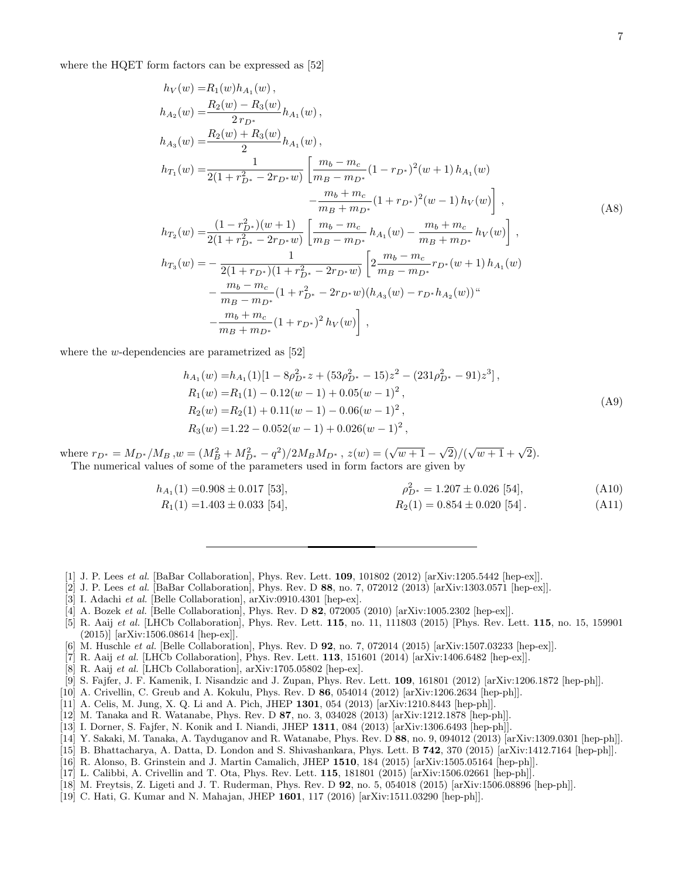where the HQET form factors can be expressed as [52]

$$
\begin{aligned}
h_V(w) =& R_1(w) h_{A_1}(w)\,, \\
h_{A_2}(w) =& \frac{R_2(w) - R_3(w)}{2\, r_{D^*}} h_{A_1}(w)\,, \\
h_{A_3}(w) =& \frac{R_2(w) + R_3(w)}{2} h_{A_1}(w)\,, \\
h_{T_1}(w) =& \frac{1}{2(1 + r_{D^*}^2 - 2 r_{D^*} w)} \left[ \frac{m_b - m_c}{m_B - m_{D^*}} (1 - r_{D^*})^2 (w+1)\, h_{A_1}(w) \right. \\
& \left. - \frac{m_b + m_c}{m_B + m_{D^*}} (1 + r_{D^*})^2 (w-1)\, h_V(w) \right]\,, \\
h_{T_2}(w) =& \frac{(1 - r_{D^*}^2)(w+1)}{2(1 + r_{D^*}^2 - 2 r_{D^*} w)} \left[ \frac{m_b - m_c}{m_B - m_{D^*}}\, h_{A_1}(w) - \frac{m_b + m_c}{m_B + m_{D^*}}\, h_V(w) \right]\,, \\
h_{T_3}(w) =& - \frac{1}{2(1 + r_{D^*})(1 + r_{D^*}^2 - 2 r_{D^*} w)} \left[ 2 \frac{m_b - m_c}{m_B - m_{D^*}} r_{D^*} (w+1)\, h_{A_1}(w) \right. \\
& - \frac{m_b - m_c}{m_B - m_{D^*}} (1 + r_{D^*}^2 - 2 r_{D^*} w)(h_{A_3}(w) - r_{D^*} h_{A_2}(w)) \\
& \left. - \frac{m_b + m_c}{m_B + m_{D^*}} (1 + r_{D^*})^2\, h_V(w) \right]\,,
\end{aligned} \tag{A8}
$$

where the $w$-dependencies are parametrized as [52]

$$
\begin{aligned}
h_{A_1}(w) =& h_{A_1}(1) [1 - 8 \rho_{D^*}^2 z + (53 \rho_{D^*}^2 - 15) z^2 - (231 \rho_{D^*}^2 - 91) z^3]\,, \\
R_1(w) =& R_1(1) - 0.12 (w-1) + 0.05 (w-1)^2\,, \\
R_2(w) =& R_2(1) + 0.11 (w-1) - 0.06 (w-1)^2\,, \\
R_3(w) =& 1.22 - 0.052 (w-1) + 0.026 (w-1)^2\,,
\end{aligned} \tag{A9}
$$

where $r_{D^*} = M_{D^*}/M_B$ ,$w = (M_B^2 + M_{D^*}^2 - q^2)/2 M_B M_{D^*}$ , $z(w) = (\sqrt{w+1} - \sqrt{2})/(\sqrt{w+1} + \sqrt{2})$.

The numerical values of some of the parameters used in form factors are given by

$$
h_{A_1}(1) = 0.908 \pm 0.017 \text{ [53]}, \qquad \rho_{D^*}^2 = 1.207 \pm 0.026 \text{ [54]}, \tag{A10}
$$

$$
R_1(1) = 1.403 \pm 0.033 \text{ [54]}, \qquad R_2(1) = 0.854 \pm 0.020 \text{ [54]}\,. \tag{A11}
$$

---

[1] J. P. Lees *et al.* [BaBar Collaboration], Phys. Rev. Lett. **109**, 101802 (2012) [arXiv:1205.5442 [hep-ex]].

[2] J. P. Lees *et al.* [BaBar Collaboration], Phys. Rev. D **88**, no. 7, 072012 (2013) [arXiv:1303.0571 [hep-ex]].

[3] I. Adachi *et al.* [Belle Collaboration], arXiv:0910.4301 [hep-ex].

[4] A. Bozek *et al.* [Belle Collaboration], Phys. Rev. D **82**, 072005 (2010) [arXiv:1005.2302 [hep-ex]].

[5] R. Aaij *et al.* [LHCb Collaboration], Phys. Rev. Lett. **115**, no. 11, 111803 (2015) [Phys. Rev. Lett. **115**, no. 15, 159901 (2015)] [arXiv:1506.08614 [hep-ex]].

[6] M. Huschle *et al.* [Belle Collaboration], Phys. Rev. D **92**, no. 7, 072014 (2015) [arXiv:1507.03233 [hep-ex]].

[7] R. Aaij *et al.* [LHCb Collaboration], Phys. Rev. Lett. **113**, 151601 (2014) [arXiv:1406.6482 [hep-ex]].

[8] R. Aaij *et al.* [LHCb Collaboration], arXiv:1705.05802 [hep-ex].

[9] S. Fajfer, J. F. Kamenik, I. Nisandzic and J. Zupan, Phys. Rev. Lett. **109**, 161801 (2012) [arXiv:1206.1872 [hep-ph]].

[10] A. Crivellin, C. Greub and A. Kokulu, Phys. Rev. D **86**, 054014 (2012) [arXiv:1206.2634 [hep-ph]].

[11] A. Celis, M. Jung, X. Q. Li and A. Pich, JHEP **1301**, 054 (2013) [arXiv:1210.8443 [hep-ph]].

[12] M. Tanaka and R. Watanabe, Phys. Rev. D **87**, no. 3, 034028 (2013) [arXiv:1212.1878 [hep-ph]].

[13] I. Dorner, S. Fajfer, N. Konik and I. Niandi, JHEP **1311**, 084 (2013) [arXiv:1306.6493 [hep-ph]].

[14] Y. Sakaki, M. Tanaka, A. Tayduganov and R. Watanabe, Phys. Rev. D **88**, no. 9, 094012 (2013) [arXiv:1309.0301 [hep-ph]].

[15] B. Bhattacharya, A. Datta, D. London and S. Shivashankara, Phys. Lett. B **742**, 370 (2015) [arXiv:1412.7164 [hep-ph]].

[16] R. Alonso, B. Grinstein and J. Martin Camalich, JHEP **1510**, 184 (2015) [arXiv:1505.05164 [hep-ph]].

[17] L. Calibbi, A. Crivellin and T. Ota, Phys. Rev. Lett. **115**, 181801 (2015) [arXiv:1506.02661 [hep-ph]].

[18] M. Freytsis, Z. Ligeti and J. T. Ruderman, Phys. Rev. D **92**, no. 5, 054018 (2015) [arXiv:1506.08896 [hep-ph]].

[19] C. Hati, G. Kumar and N. Mahajan, JHEP **1601**, 117 (2016) [arXiv:1511.03290 [hep-ph]].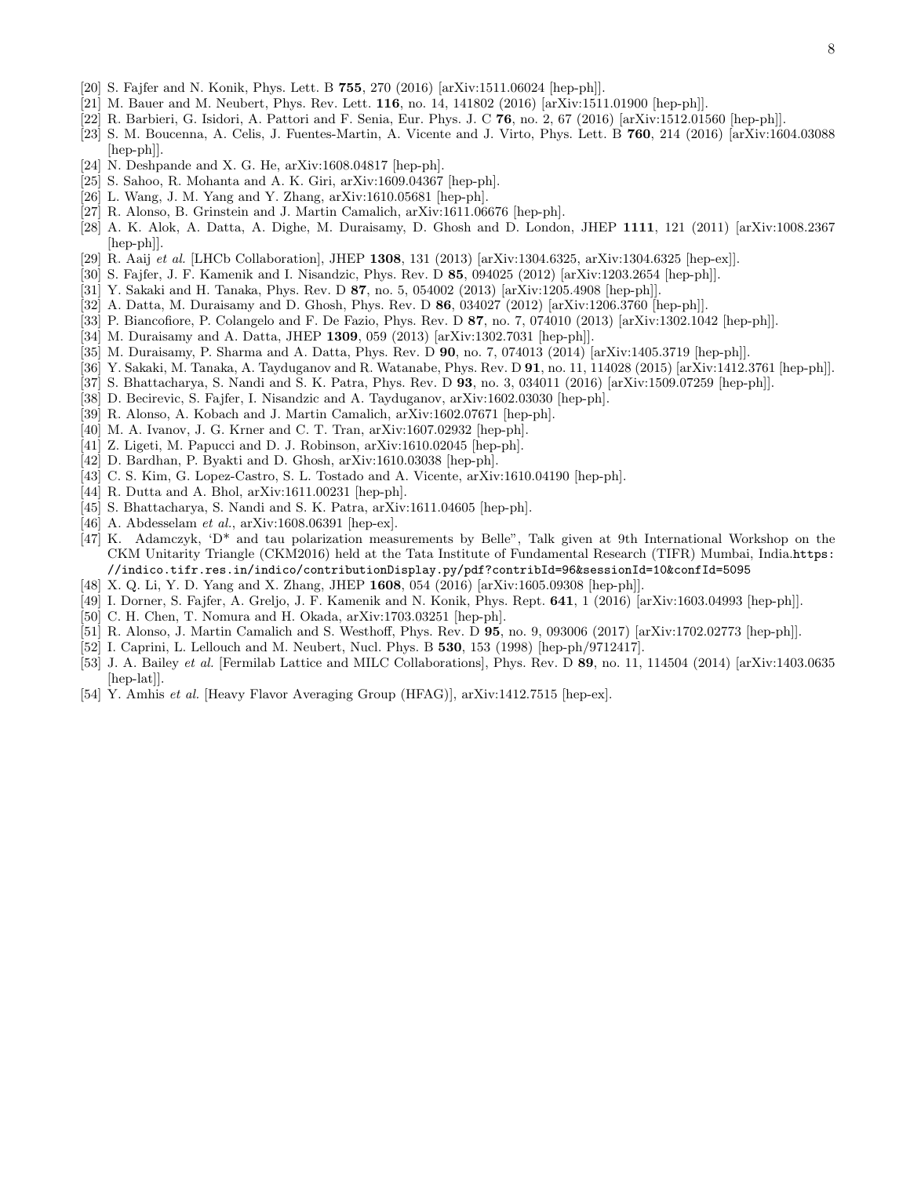[20] S. Fajfer and N. Konik, Phys. Lett. B **755**, 270 (2016) [arXiv:1511.06024 [hep-ph]].

[21] M. Bauer and M. Neubert, Phys. Rev. Lett. **116**, no. 14, 141802 (2016) [arXiv:1511.01900 [hep-ph]].

[22] R. Barbieri, G. Isidori, A. Pattori and F. Senia, Eur. Phys. J. C **76**, no. 2, 67 (2016) [arXiv:1512.01560 [hep-ph]].

[23] S. M. Boucenna, A. Celis, J. Fuentes-Martin, A. Vicente and J. Virto, Phys. Lett. B **760**, 214 (2016) [arXiv:1604.03088 [hep-ph]].

[24] N. Deshpande and X. G. He, arXiv:1608.04817 [hep-ph].

[25] S. Sahoo, R. Mohanta and A. K. Giri, arXiv:1609.04367 [hep-ph].

[26] L. Wang, J. M. Yang and Y. Zhang, arXiv:1610.05681 [hep-ph].

[27] R. Alonso, B. Grinstein and J. Martin Camalich, arXiv:1611.06676 [hep-ph].

[28] A. K. Alok, A. Datta, A. Dighe, M. Duraisamy, D. Ghosh and D. London, JHEP **1111**, 121 (2011) [arXiv:1008.2367 [hep-ph]].

[29] R. Aaij *et al.* [LHCb Collaboration], JHEP **1308**, 131 (2013) [arXiv:1304.6325, arXiv:1304.6325 [hep-ex]].

[30] S. Fajfer, J. F. Kamenik and I. Nisandzic, Phys. Rev. D **85**, 094025 (2012) [arXiv:1203.2654 [hep-ph]].

[31] Y. Sakaki and H. Tanaka, Phys. Rev. D **87**, no. 5, 054002 (2013) [arXiv:1205.4908 [hep-ph]].

[32] A. Datta, M. Duraisamy and D. Ghosh, Phys. Rev. D **86**, 034027 (2012) [arXiv:1206.3760 [hep-ph]].

[33] P. Biancofiore, P. Colangelo and F. De Fazio, Phys. Rev. D **87**, no. 7, 074010 (2013) [arXiv:1302.1042 [hep-ph]].

[34] M. Duraisamy and A. Datta, JHEP **1309**, 059 (2013) [arXiv:1302.7031 [hep-ph]].

[35] M. Duraisamy, P. Sharma and A. Datta, Phys. Rev. D **90**, no. 7, 074013 (2014) [arXiv:1405.3719 [hep-ph]].

[36] Y. Sakaki, M. Tanaka, A. Tayduganov and R. Watanabe, Phys. Rev. D **91**, no. 11, 114028 (2015) [arXiv:1412.3761 [hep-ph]].

[37] S. Bhattacharya, S. Nandi and S. K. Patra, Phys. Rev. D **93**, no. 3, 034011 (2016) [arXiv:1509.07259 [hep-ph]].

[38] D. Becirevic, S. Fajfer, I. Nisandzic and A. Tayduganov, arXiv:1602.03030 [hep-ph].

[39] R. Alonso, A. Kobach and J. Martin Camalich, arXiv:1602.07671 [hep-ph].

[40] M. A. Ivanov, J. G. Krner and C. T. Tran, arXiv:1607.02932 [hep-ph].

[41] Z. Ligeti, M. Papucci and D. J. Robinson, arXiv:1610.02045 [hep-ph].

[42] D. Bardhan, P. Byakti and D. Ghosh, arXiv:1610.03038 [hep-ph].

[43] C. S. Kim, G. Lopez-Castro, S. L. Tostado and A. Vicente, arXiv:1610.04190 [hep-ph].

[44] R. Dutta and A. Bhol, arXiv:1611.00231 [hep-ph].

[45] S. Bhattacharya, S. Nandi and S. K. Patra, arXiv:1611.04605 [hep-ph].

[46] A. Abdesselam *et al.*, arXiv:1608.06391 [hep-ex].

[47] K. Adamczyk, 'D* and tau polarization measurements by Belle", Talk given at 9th International Workshop on the CKM Unitarity Triangle (CKM2016) held at the Tata Institute of Fundamental Research (TIFR) Mumbai, India.`https://indico.tifr.res.in/indico/contributionDisplay.py/pdf?contribId=96&sessionId=10&confId=5095`

[48] X. Q. Li, Y. D. Yang and X. Zhang, JHEP **1608**, 054 (2016) [arXiv:1605.09308 [hep-ph]].

[49] I. Dorner, S. Fajfer, A. Greljo, J. F. Kamenik and N. Konik, Phys. Rept. **641**, 1 (2016) [arXiv:1603.04993 [hep-ph]].

[50] C. H. Chen, T. Nomura and H. Okada, arXiv:1703.03251 [hep-ph].

[51] R. Alonso, J. Martin Camalich and S. Westhoff, Phys. Rev. D **95**, no. 9, 093006 (2017) [arXiv:1702.02773 [hep-ph]].

[52] I. Caprini, L. Lellouch and M. Neubert, Nucl. Phys. B **530**, 153 (1998) [hep-ph/9712417].

[53] J. A. Bailey *et al.* [Fermilab Lattice and MILC Collaborations], Phys. Rev. D **89**, no. 11, 114504 (2014) [arXiv:1403.0635 [hep-lat]].

[54] Y. Amhis *et al.* [Heavy Flavor Averaging Group (HFAG)], arXiv:1412.7515 [hep-ex].